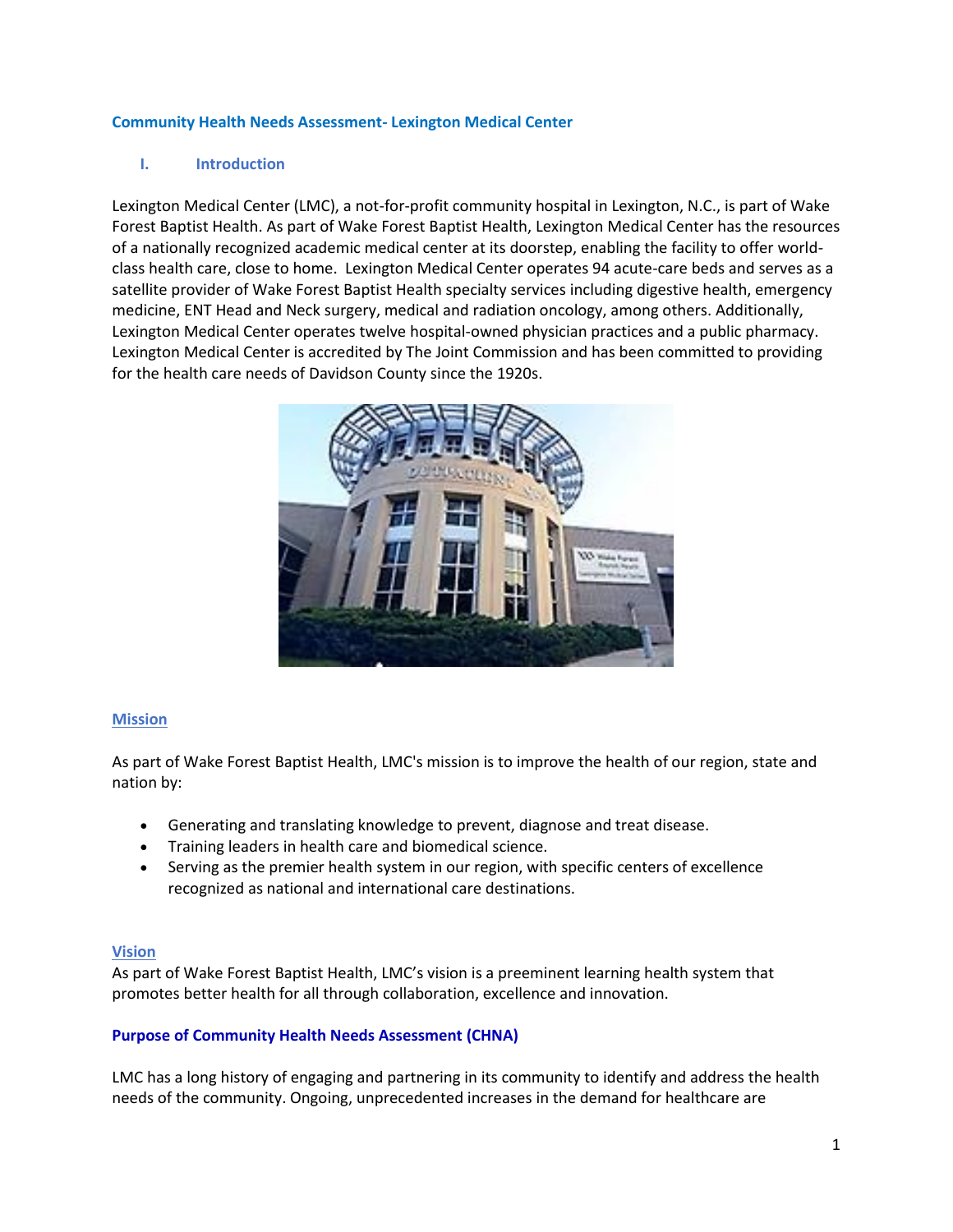# Community Health Needs Assessment- Lexington Medical Center

## I. Introduction

Lexington Medical Center (LMC), a not-for-profit community hospital in Lexington, N.C., is part of Wake Forest Baptist Health. As part of Wake Forest Baptist Health, Lexington Medical Center has the resources of a nationally recognized academic medical center at its doorstep, enabling the facility to offer world-class health care, close to home. Lexington Medical Center operates 94 acute-care beds and serves as a satellite provider of Wake Forest Baptist Health specialty services including digestive health, emergency medicine, ENT Head and Neck surgery, medical and radiation oncology, among others. Additionally, Lexington Medical Center operates twelve hospital-owned physician practices and a public pharmacy. Lexington Medical Center is accredited by The Joint Commission and has been committed to providing for the health care needs of Davidson County since the 1920s.

### Mission

As part of Wake Forest Baptist Health, LMC's mission is to improve the health of our region, state and nation by:

- Generating and translating knowledge to prevent, diagnose and treat disease.
- Training leaders in health care and biomedical science.
- Serving as the premier health system in our region, with specific centers of excellence recognized as national and international care destinations.

### Vision

As part of Wake Forest Baptist Health, LMC's vision is a preeminent learning health system that promotes better health for all through collaboration, excellence and innovation.

### Purpose of Community Health Needs Assessment (CHNA)

LMC has a long history of engaging and partnering in its community to identify and address the health needs of the community. Ongoing, unprecedented increases in the demand for healthcare are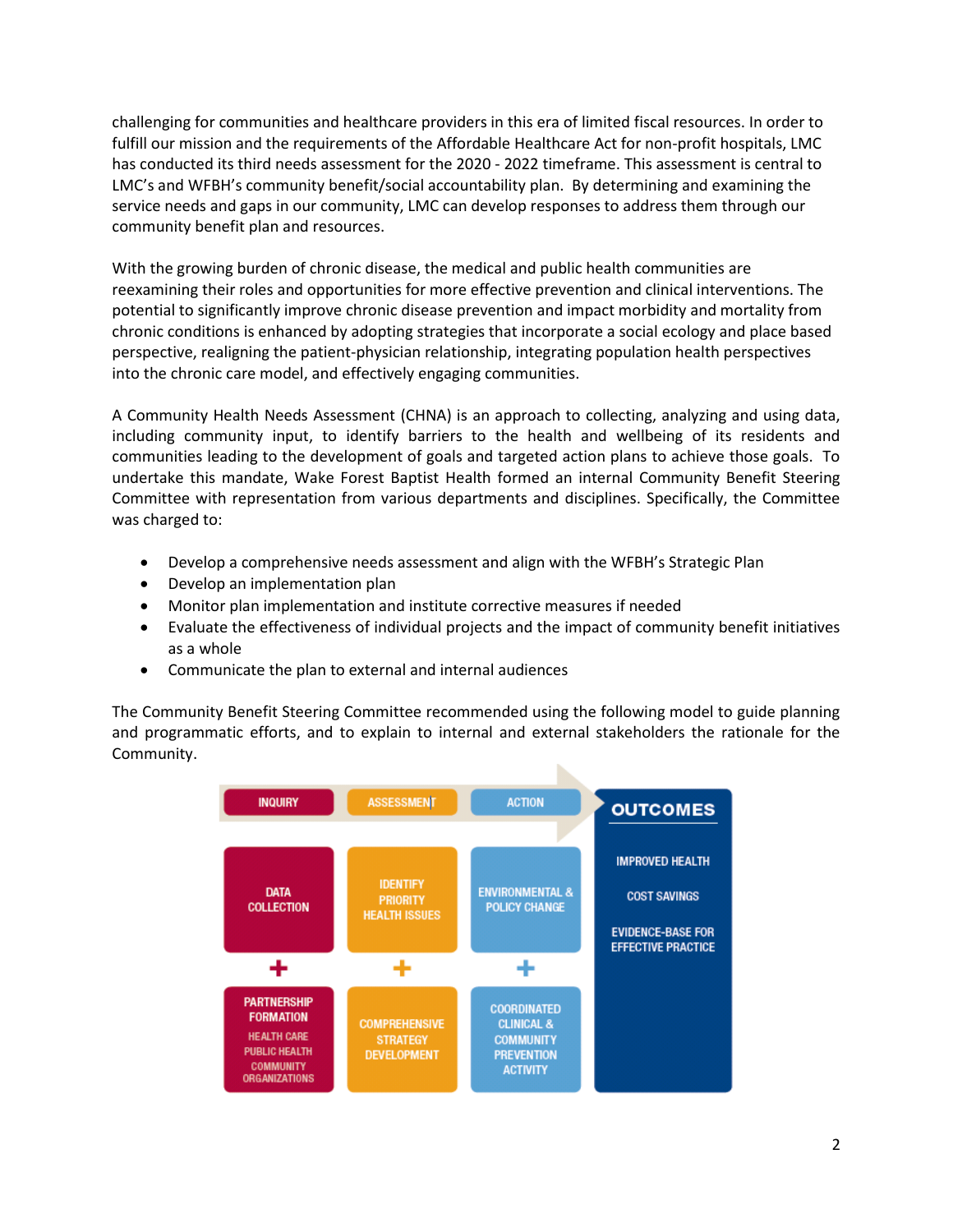challenging for communities and healthcare providers in this era of limited fiscal resources. In order to fulfill our mission and the requirements of the Affordable Healthcare Act for non-profit hospitals, LMC has conducted its third needs assessment for the 2020 - 2022 timeframe. This assessment is central to LMC's and WFBH's community benefit/social accountability plan. By determining and examining the service needs and gaps in our community, LMC can develop responses to address them through our community benefit plan and resources.

With the growing burden of chronic disease, the medical and public health communities are reexamining their roles and opportunities for more effective prevention and clinical interventions. The potential to significantly improve chronic disease prevention and impact morbidity and mortality from chronic conditions is enhanced by adopting strategies that incorporate a social ecology and place based perspective, realigning the patient-physician relationship, integrating population health perspectives into the chronic care model, and effectively engaging communities.

A Community Health Needs Assessment (CHNA) is an approach to collecting, analyzing and using data, including community input, to identify barriers to the health and wellbeing of its residents and communities leading to the development of goals and targeted action plans to achieve those goals. To undertake this mandate, Wake Forest Baptist Health formed an internal Community Benefit Steering Committee with representation from various departments and disciplines. Specifically, the Committee was charged to:

- Develop a comprehensive needs assessment and align with the WFBH's Strategic Plan
- Develop an implementation plan
- Monitor plan implementation and institute corrective measures if needed
- Evaluate the effectiveness of individual projects and the impact of community benefit initiatives as a whole
- Communicate the plan to external and internal audiences

The Community Benefit Steering Committee recommended using the following model to guide planning and programmatic efforts, and to explain to internal and external stakeholders the rationale for the Community.

| INQUIRY | ASSESSMENT | ACTION | OUTCOMES |
|---|---|---|---|
| DATA COLLECTION | IDENTIFY PRIORITY HEALTH ISSUES | ENVIRONMENTAL & POLICY CHANGE | IMPROVED HEALTH |
| + | + | + | COST SAVINGS |
| PARTNERSHIP FORMATION (HEALTH CARE, PUBLIC HEALTH, COMMUNITY ORGANIZATIONS) | COMPREHENSIVE STRATEGY DEVELOPMENT | COORDINATED CLINICAL & COMMUNITY PREVENTION ACTIVITY | EVIDENCE-BASE FOR EFFECTIVE PRACTICE |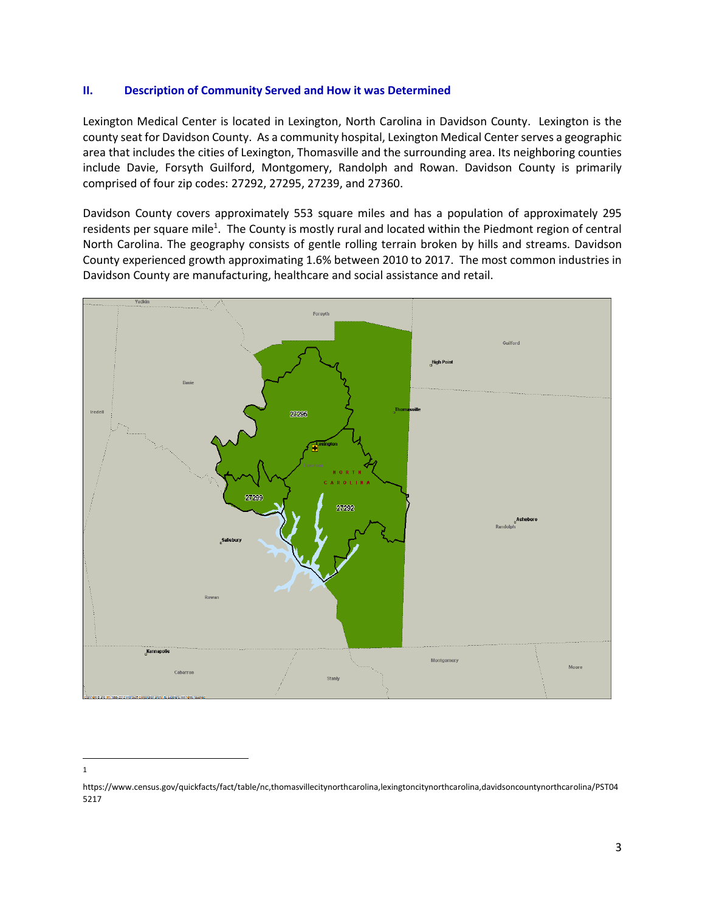## II. Description of Community Served and How it was Determined

Lexington Medical Center is located in Lexington, North Carolina in Davidson County. Lexington is the county seat for Davidson County. As a community hospital, Lexington Medical Center serves a geographic area that includes the cities of Lexington, Thomasville and the surrounding area. Its neighboring counties include Davie, Forsyth Guilford, Montgomery, Randolph and Rowan. Davidson County is primarily comprised of four zip codes: 27292, 27295, 27239, and 27360.

Davidson County covers approximately 553 square miles and has a population of approximately 295 residents per square mile[1]. The County is mostly rural and located within the Piedmont region of central North Carolina. The geography consists of gentle rolling terrain broken by hills and streams. Davidson County experienced growth approximating 1.6% between 2010 to 2017. The most common industries in Davidson County are manufacturing, healthcare and social assistance and retail.

---

1 https://www.census.gov/quickfacts/fact/table/nc,thomasvillecitynorthcarolina,lexingtoncitynorthcarolina,davidsoncountynorthcarolina/PST045217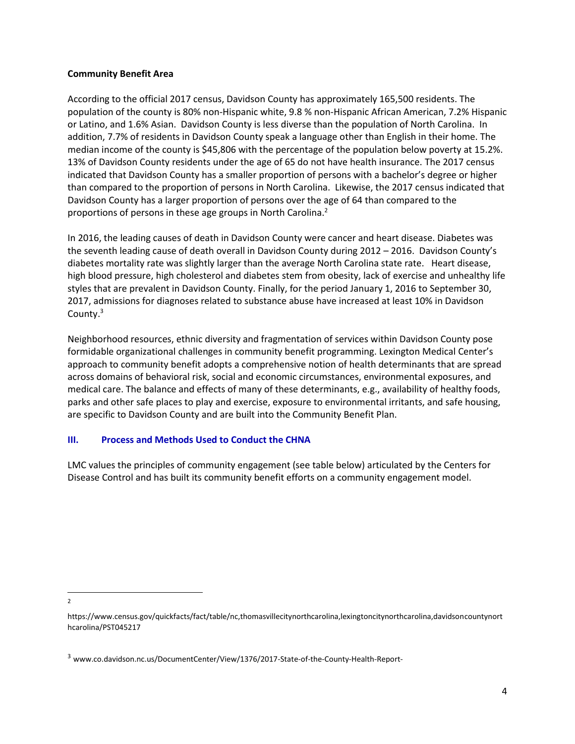**Community Benefit Area**

According to the official 2017 census, Davidson County has approximately 165,500 residents. The population of the county is 80% non-Hispanic white, 9.8 % non-Hispanic African American, 7.2% Hispanic or Latino, and 1.6% Asian. Davidson County is less diverse than the population of North Carolina. In addition, 7.7% of residents in Davidson County speak a language other than English in their home. The median income of the county is $45,806 with the percentage of the population below poverty at 15.2%. 13% of Davidson County residents under the age of 65 do not have health insurance. The 2017 census indicated that Davidson County has a smaller proportion of persons with a bachelor's degree or higher than compared to the proportion of persons in North Carolina. Likewise, the 2017 census indicated that Davidson County has a larger proportion of persons over the age of 64 than compared to the proportions of persons in these age groups in North Carolina.[2]

In 2016, the leading causes of death in Davidson County were cancer and heart disease. Diabetes was the seventh leading cause of death overall in Davidson County during 2012 – 2016. Davidson County's diabetes mortality rate was slightly larger than the average North Carolina state rate. Heart disease, high blood pressure, high cholesterol and diabetes stem from obesity, lack of exercise and unhealthy life styles that are prevalent in Davidson County. Finally, for the period January 1, 2016 to September 30, 2017, admissions for diagnoses related to substance abuse have increased at least 10% in Davidson County.[3]

Neighborhood resources, ethnic diversity and fragmentation of services within Davidson County pose formidable organizational challenges in community benefit programming. Lexington Medical Center's approach to community benefit adopts a comprehensive notion of health determinants that are spread across domains of behavioral risk, social and economic circumstances, environmental exposures, and medical care. The balance and effects of many of these determinants, e.g., availability of healthy foods, parks and other safe places to play and exercise, exposure to environmental irritants, and safe housing, are specific to Davidson County and are built into the Community Benefit Plan.

## III. Process and Methods Used to Conduct the CHNA

LMC values the principles of community engagement (see table below) articulated by the Centers for Disease Control and has built its community benefit efforts on a community engagement model.

---

[2] https://www.census.gov/quickfacts/fact/table/nc,thomasvillecitynorthcarolina,lexingtoncitynorthcarolina,davidsoncountynorthcarolina/PST045217

[3] www.co.davidson.nc.us/DocumentCenter/View/1376/2017-State-of-the-County-Health-Report-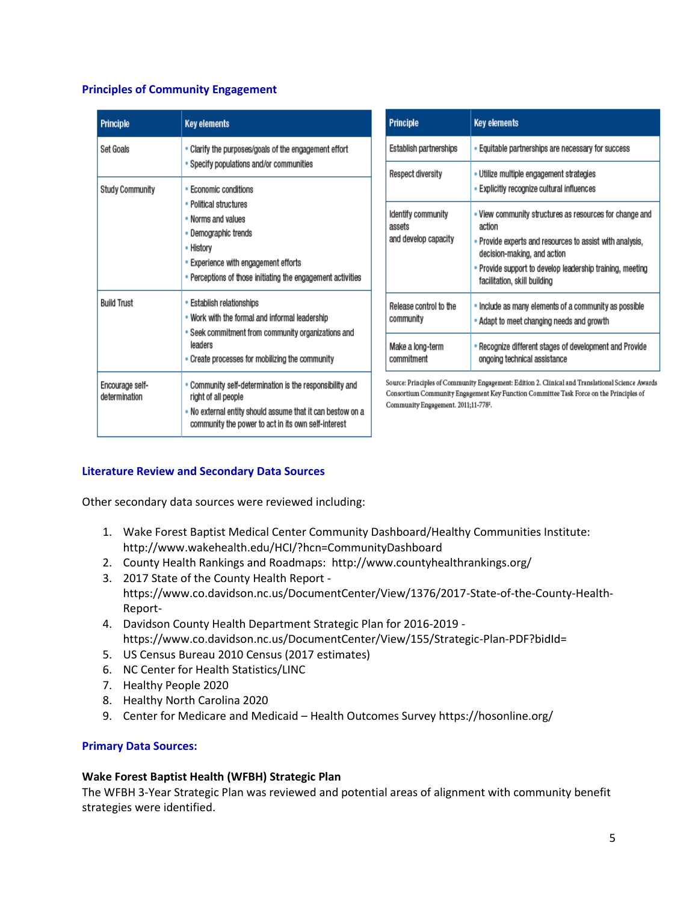### Principles of Community Engagement

| Principle | Key elements |
|---|---|
| Set Goals | • Clarify the purposes/goals of the engagement effort<br>• Specify populations and/or communities |
| Study Community | • Economic conditions<br>• Political structures<br>• Norms and values<br>• Demographic trends<br>• History<br>• Experience with engagement efforts<br>• Perceptions of those initiating the engagement activities |
| Build Trust | • Establish relationships<br>• Work with the formal and informal leadership<br>• Seek commitment from community organizations and leaders<br>• Create processes for mobilizing the community |
| Encourage self-determination | • Community self-determination is the responsibility and right of all people<br>• No external entity should assume that it can bestow on a community the power to act in its own self-interest |
| Establish partnerships | • Equitable partnerships are necessary for success |
| Respect diversity | • Utilize multiple engagement strategies<br>• Explicitly recognize cultural influences |
| Identify community assets and develop capacity | • View community structures as resources for change and action<br>• Provide experts and resources to assist with analysis, decision-making, and action<br>• Provide support to develop leadership training, meeting facilitation, skill building |
| Release control to the community | • Include as many elements of a community as possible<br>• Adapt to meet changing needs and growth |
| Make a long-term commitment | • Recognize different stages of development and Provide ongoing technical assistance |

Source: Principles of Community Engagement: Edition 2. Clinical and Translational Science Awards Consortium Community Engagement Key Function Committee Task Force on the Principles of Community Engagement. 2011;11-778[2].

### Literature Review and Secondary Data Sources

Other secondary data sources were reviewed including:

1. Wake Forest Baptist Medical Center Community Dashboard/Healthy Communities Institute: http://www.wakehealth.edu/HCI/?hcn=CommunityDashboard
2. County Health Rankings and Roadmaps: http://www.countyhealthrankings.org/
3. 2017 State of the County Health Report - https://www.co.davidson.nc.us/DocumentCenter/View/1376/2017-State-of-the-County-Health-Report-
4. Davidson County Health Department Strategic Plan for 2016-2019 - https://www.co.davidson.nc.us/DocumentCenter/View/155/Strategic-Plan-PDF?bidId=
5. US Census Bureau 2010 Census (2017 estimates)
6. NC Center for Health Statistics/LINC
7. Healthy People 2020
8. Healthy North Carolina 2020
9. Center for Medicare and Medicaid – Health Outcomes Survey https://hosonline.org/

### Primary Data Sources:

**Wake Forest Baptist Health (WFBH) Strategic Plan**

The WFBH 3-Year Strategic Plan was reviewed and potential areas of alignment with community benefit strategies were identified.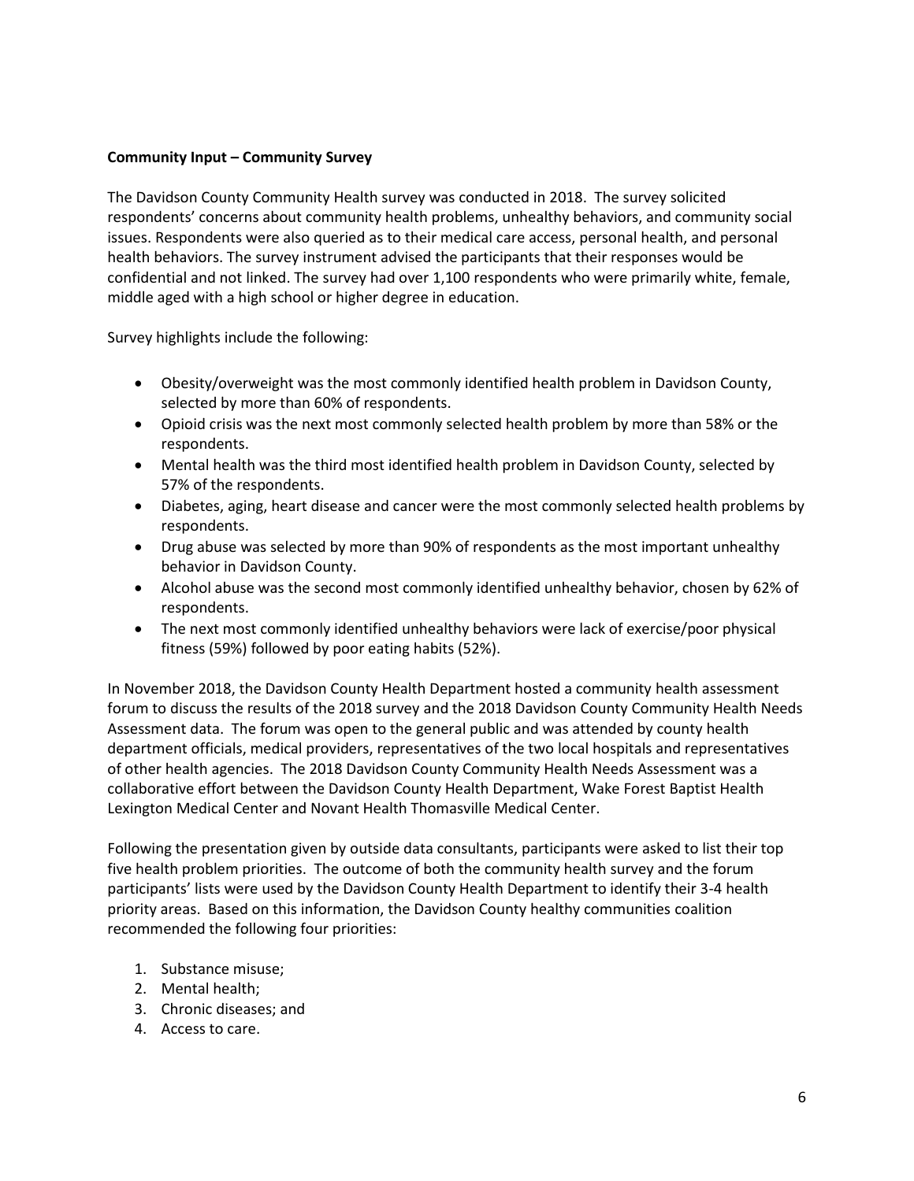**Community Input – Community Survey**

The Davidson County Community Health survey was conducted in 2018. The survey solicited respondents' concerns about community health problems, unhealthy behaviors, and community social issues. Respondents were also queried as to their medical care access, personal health, and personal health behaviors. The survey instrument advised the participants that their responses would be confidential and not linked. The survey had over 1,100 respondents who were primarily white, female, middle aged with a high school or higher degree in education.

Survey highlights include the following:

- Obesity/overweight was the most commonly identified health problem in Davidson County, selected by more than 60% of respondents.
- Opioid crisis was the next most commonly selected health problem by more than 58% or the respondents.
- Mental health was the third most identified health problem in Davidson County, selected by 57% of the respondents.
- Diabetes, aging, heart disease and cancer were the most commonly selected health problems by respondents.
- Drug abuse was selected by more than 90% of respondents as the most important unhealthy behavior in Davidson County.
- Alcohol abuse was the second most commonly identified unhealthy behavior, chosen by 62% of respondents.
- The next most commonly identified unhealthy behaviors were lack of exercise/poor physical fitness (59%) followed by poor eating habits (52%).

In November 2018, the Davidson County Health Department hosted a community health assessment forum to discuss the results of the 2018 survey and the 2018 Davidson County Community Health Needs Assessment data. The forum was open to the general public and was attended by county health department officials, medical providers, representatives of the two local hospitals and representatives of other health agencies. The 2018 Davidson County Community Health Needs Assessment was a collaborative effort between the Davidson County Health Department, Wake Forest Baptist Health Lexington Medical Center and Novant Health Thomasville Medical Center.

Following the presentation given by outside data consultants, participants were asked to list their top five health problem priorities. The outcome of both the community health survey and the forum participants' lists were used by the Davidson County Health Department to identify their 3-4 health priority areas. Based on this information, the Davidson County healthy communities coalition recommended the following four priorities:

1. Substance misuse;
2. Mental health;
3. Chronic diseases; and
4. Access to care.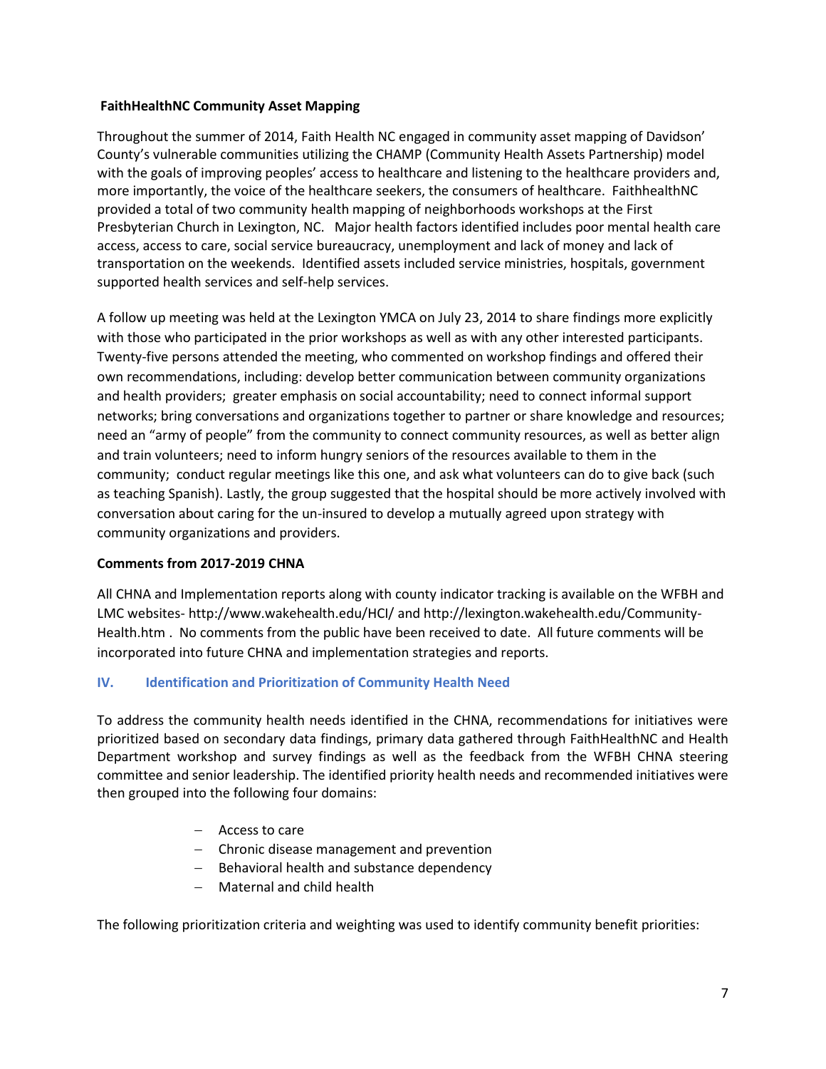**FaithHealthNC Community Asset Mapping**

Throughout the summer of 2014, Faith Health NC engaged in community asset mapping of Davidson' County's vulnerable communities utilizing the CHAMP (Community Health Assets Partnership) model with the goals of improving peoples' access to healthcare and listening to the healthcare providers and, more importantly, the voice of the healthcare seekers, the consumers of healthcare. FaithhealthNC provided a total of two community health mapping of neighborhoods workshops at the First Presbyterian Church in Lexington, NC. Major health factors identified includes poor mental health care access, access to care, social service bureaucracy, unemployment and lack of money and lack of transportation on the weekends. Identified assets included service ministries, hospitals, government supported health services and self-help services.

A follow up meeting was held at the Lexington YMCA on July 23, 2014 to share findings more explicitly with those who participated in the prior workshops as well as with any other interested participants. Twenty-five persons attended the meeting, who commented on workshop findings and offered their own recommendations, including: develop better communication between community organizations and health providers; greater emphasis on social accountability; need to connect informal support networks; bring conversations and organizations together to partner or share knowledge and resources; need an "army of people" from the community to connect community resources, as well as better align and train volunteers; need to inform hungry seniors of the resources available to them in the community; conduct regular meetings like this one, and ask what volunteers can do to give back (such as teaching Spanish). Lastly, the group suggested that the hospital should be more actively involved with conversation about caring for the un-insured to develop a mutually agreed upon strategy with community organizations and providers.

**Comments from 2017-2019 CHNA**

All CHNA and Implementation reports along with county indicator tracking is available on the WFBH and LMC websites- http://www.wakehealth.edu/HCI/ and http://lexington.wakehealth.edu/Community-Health.htm . No comments from the public have been received to date. All future comments will be incorporated into future CHNA and implementation strategies and reports.

## IV. Identification and Prioritization of Community Health Need

To address the community health needs identified in the CHNA, recommendations for initiatives were prioritized based on secondary data findings, primary data gathered through FaithHealthNC and Health Department workshop and survey findings as well as the feedback from the WFBH CHNA steering committee and senior leadership. The identified priority health needs and recommended initiatives were then grouped into the following four domains:

- Access to care
- Chronic disease management and prevention
- Behavioral health and substance dependency
- Maternal and child health

The following prioritization criteria and weighting was used to identify community benefit priorities: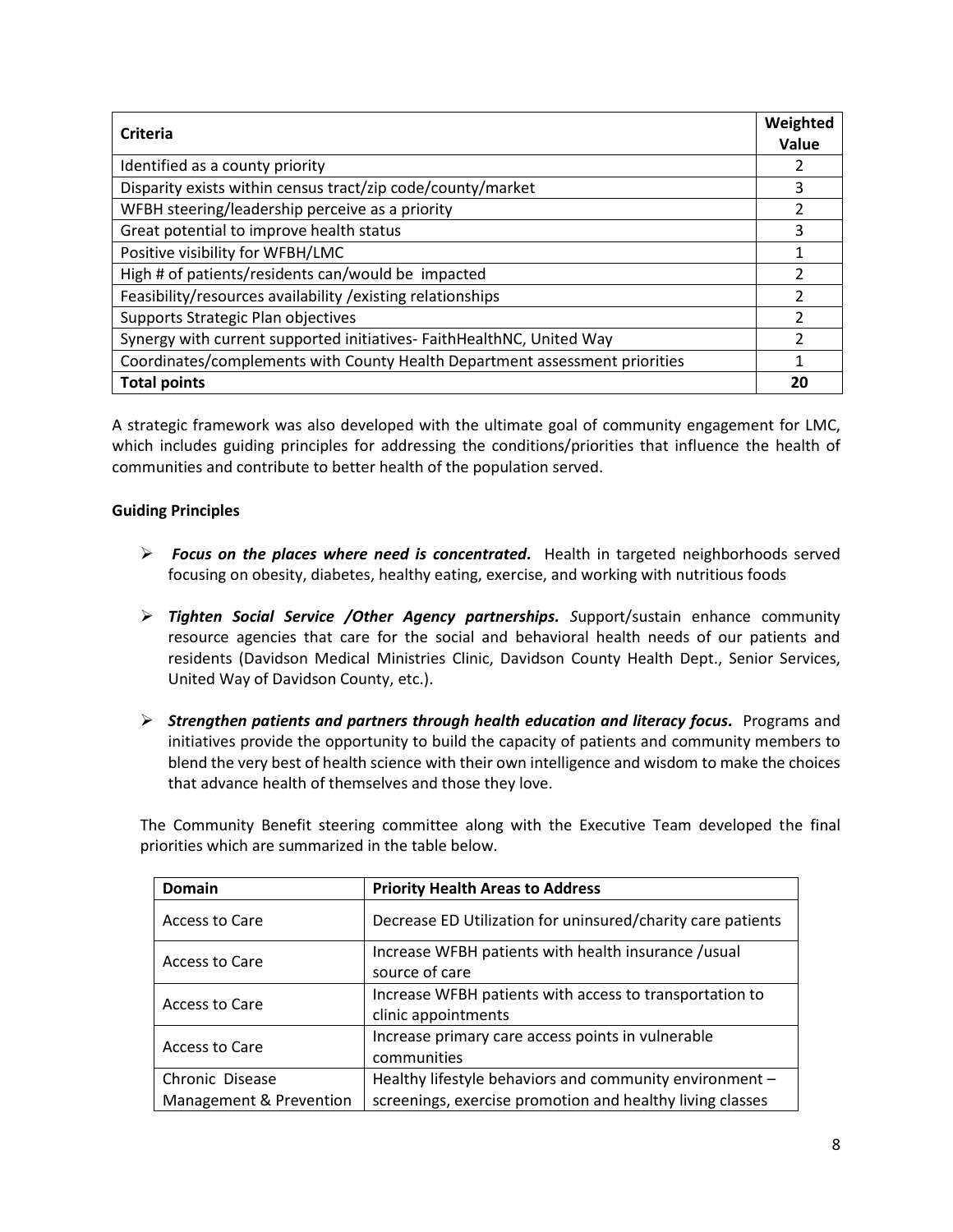| Criteria | Weighted Value |
|---|---|
| Identified as a county priority | 2 |
| Disparity exists within census tract/zip code/county/market | 3 |
| WFBH steering/leadership perceive as a priority | 2 |
| Great potential to improve health status | 3 |
| Positive visibility for WFBH/LMC | 1 |
| High # of patients/residents can/would be impacted | 2 |
| Feasibility/resources availability /existing relationships | 2 |
| Supports Strategic Plan objectives | 2 |
| Synergy with current supported initiatives- FaithHealthNC, United Way | 2 |
| Coordinates/complements with County Health Department assessment priorities | 1 |
| **Total points** | **20** |

A strategic framework was also developed with the ultimate goal of community engagement for LMC, which includes guiding principles for addressing the conditions/priorities that influence the health of communities and contribute to better health of the population served.

**Guiding Principles**

- ***Focus on the places where need is concentrated.*** Health in targeted neighborhoods served focusing on obesity, diabetes, healthy eating, exercise, and working with nutritious foods
- ***Tighten Social Service /Other Agency partnerships.*** Support/sustain enhance community resource agencies that care for the social and behavioral health needs of our patients and residents (Davidson Medical Ministries Clinic, Davidson County Health Dept., Senior Services, United Way of Davidson County, etc.).
- ***Strengthen patients and partners through health education and literacy focus.*** Programs and initiatives provide the opportunity to build the capacity of patients and community members to blend the very best of health science with their own intelligence and wisdom to make the choices that advance health of themselves and those they love.

The Community Benefit steering committee along with the Executive Team developed the final priorities which are summarized in the table below.

| Domain | Priority Health Areas to Address |
|---|---|
| Access to Care | Decrease ED Utilization for uninsured/charity care patients |
| Access to Care | Increase WFBH patients with health insurance /usual source of care |
| Access to Care | Increase WFBH patients with access to transportation to clinic appointments |
| Access to Care | Increase primary care access points in vulnerable communities |
| Chronic Disease Management & Prevention | Healthy lifestyle behaviors and community environment – screenings, exercise promotion and healthy living classes |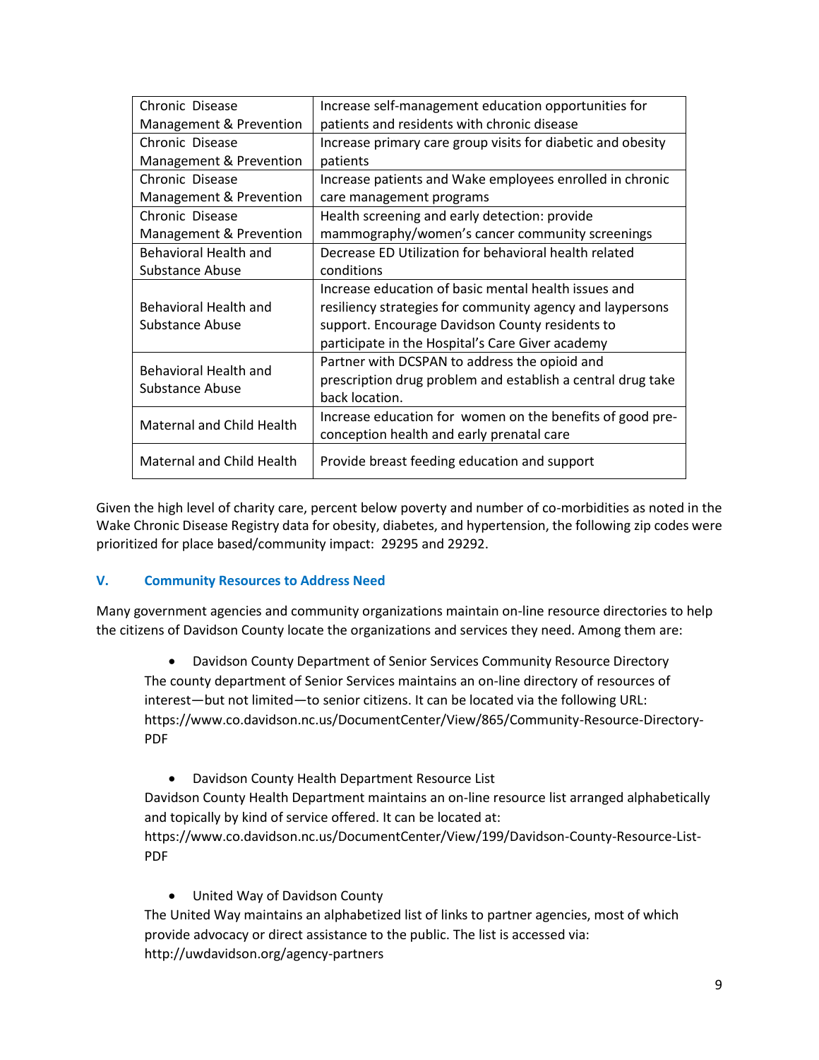| | |
|---|---|
| Chronic Disease Management & Prevention | Increase self-management education opportunities for patients and residents with chronic disease |
| Chronic Disease Management & Prevention | Increase primary care group visits for diabetic and obesity patients |
| Chronic Disease Management & Prevention | Increase patients and Wake employees enrolled in chronic care management programs |
| Chronic Disease Management & Prevention | Health screening and early detection: provide mammography/women's cancer community screenings |
| Behavioral Health and Substance Abuse | Decrease ED Utilization for behavioral health related conditions |
| Behavioral Health and Substance Abuse | Increase education of basic mental health issues and resiliency strategies for community agency and laypersons support. Encourage Davidson County residents to participate in the Hospital's Care Giver academy |
| Behavioral Health and Substance Abuse | Partner with DCSPAN to address the opioid and prescription drug problem and establish a central drug take back location. |
| Maternal and Child Health | Increase education for women on the benefits of good pre-conception health and early prenatal care |
| Maternal and Child Health | Provide breast feeding education and support |

Given the high level of charity care, percent below poverty and number of co-morbidities as noted in the Wake Chronic Disease Registry data for obesity, diabetes, and hypertension, the following zip codes were prioritized for place based/community impact: 29295 and 29292.

## V. Community Resources to Address Need

Many government agencies and community organizations maintain on-line resource directories to help the citizens of Davidson County locate the organizations and services they need. Among them are:

- Davidson County Department of Senior Services Community Resource Directory

  The county department of Senior Services maintains an on-line directory of resources of interest—but not limited—to senior citizens. It can be located via the following URL: https://www.co.davidson.nc.us/DocumentCenter/View/865/Community-Resource-Directory-PDF

- Davidson County Health Department Resource List

  Davidson County Health Department maintains an on-line resource list arranged alphabetically and topically by kind of service offered. It can be located at: https://www.co.davidson.nc.us/DocumentCenter/View/199/Davidson-County-Resource-List-PDF

- United Way of Davidson County

  The United Way maintains an alphabetized list of links to partner agencies, most of which provide advocacy or direct assistance to the public. The list is accessed via: http://uwdavidson.org/agency-partners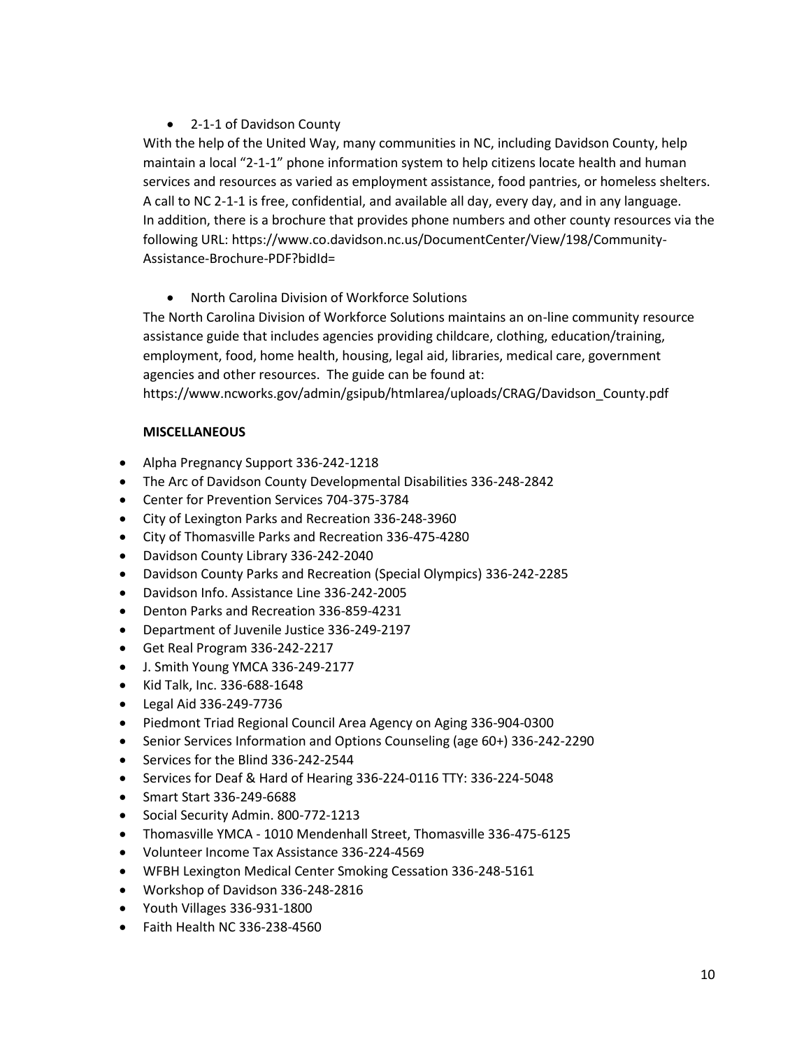- 2-1-1 of Davidson County

With the help of the United Way, many communities in NC, including Davidson County, help maintain a local "2-1-1" phone information system to help citizens locate health and human services and resources as varied as employment assistance, food pantries, or homeless shelters. A call to NC 2-1-1 is free, confidential, and available all day, every day, and in any language. In addition, there is a brochure that provides phone numbers and other county resources via the following URL: https://www.co.davidson.nc.us/DocumentCenter/View/198/Community-Assistance-Brochure-PDF?bidId=

- North Carolina Division of Workforce Solutions

The North Carolina Division of Workforce Solutions maintains an on-line community resource assistance guide that includes agencies providing childcare, clothing, education/training, employment, food, home health, housing, legal aid, libraries, medical care, government agencies and other resources. The guide can be found at: https://www.ncworks.gov/admin/gsipub/htmlarea/uploads/CRAG/Davidson_County.pdf

**MISCELLANEOUS**

- Alpha Pregnancy Support 336-242-1218
- The Arc of Davidson County Developmental Disabilities 336-248-2842
- Center for Prevention Services 704-375-3784
- City of Lexington Parks and Recreation 336-248-3960
- City of Thomasville Parks and Recreation 336-475-4280
- Davidson County Library 336-242-2040
- Davidson County Parks and Recreation (Special Olympics) 336-242-2285
- Davidson Info. Assistance Line 336-242-2005
- Denton Parks and Recreation 336-859-4231
- Department of Juvenile Justice 336-249-2197
- Get Real Program 336-242-2217
- J. Smith Young YMCA 336-249-2177
- Kid Talk, Inc. 336-688-1648
- Legal Aid 336-249-7736
- Piedmont Triad Regional Council Area Agency on Aging 336-904-0300
- Senior Services Information and Options Counseling (age 60+) 336-242-2290
- Services for the Blind 336-242-2544
- Services for Deaf & Hard of Hearing 336-224-0116 TTY: 336-224-5048
- Smart Start 336-249-6688
- Social Security Admin. 800-772-1213
- Thomasville YMCA - 1010 Mendenhall Street, Thomasville 336-475-6125
- Volunteer Income Tax Assistance 336-224-4569
- WFBH Lexington Medical Center Smoking Cessation 336-248-5161
- Workshop of Davidson 336-248-2816
- Youth Villages 336-931-1800
- Faith Health NC 336-238-4560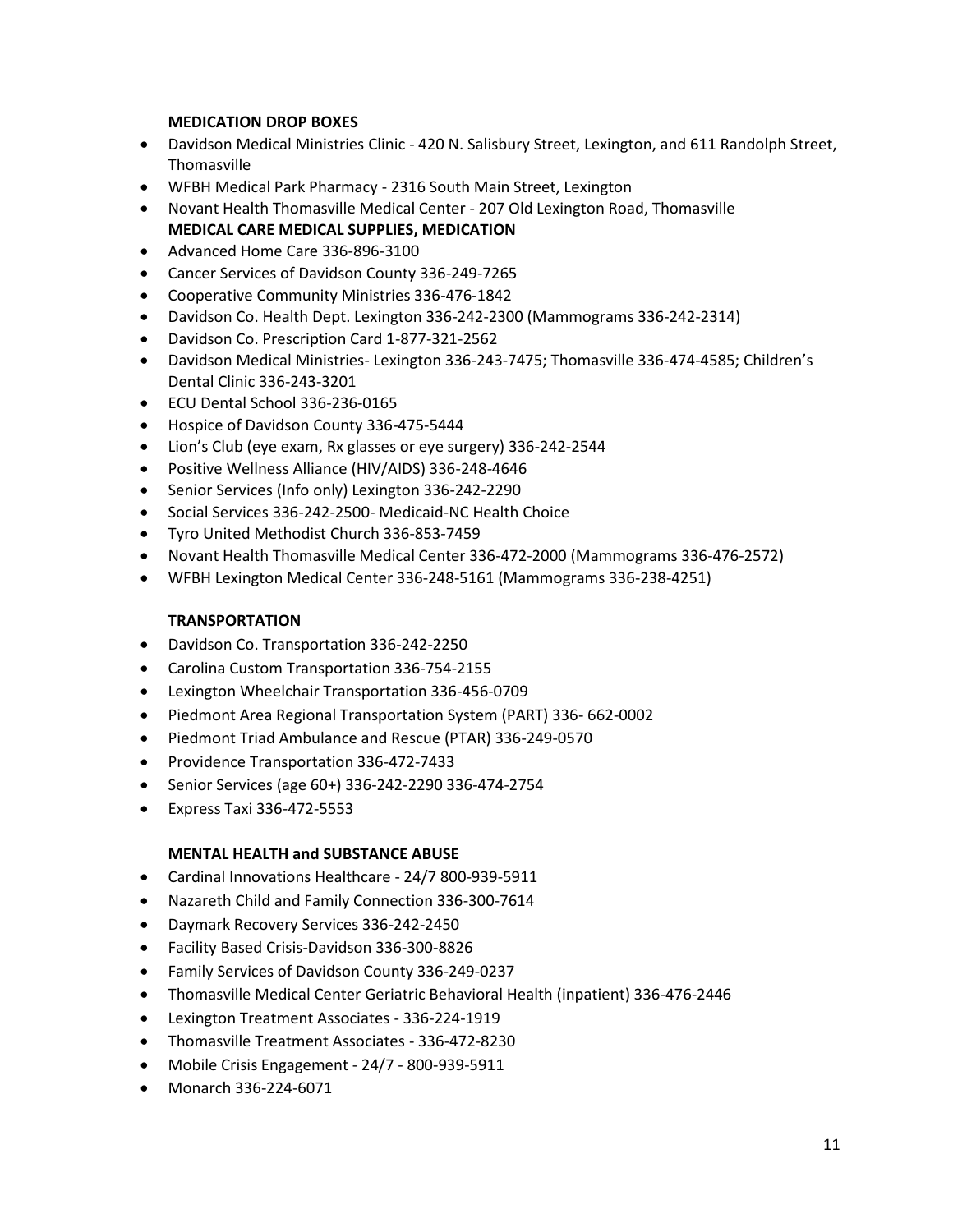**MEDICATION DROP BOXES**

- Davidson Medical Ministries Clinic - 420 N. Salisbury Street, Lexington, and 611 Randolph Street, Thomasville
- WFBH Medical Park Pharmacy - 2316 South Main Street, Lexington
- Novant Health Thomasville Medical Center - 207 Old Lexington Road, Thomasville

**MEDICAL CARE MEDICAL SUPPLIES, MEDICATION**

- Advanced Home Care 336-896-3100
- Cancer Services of Davidson County 336-249-7265
- Cooperative Community Ministries 336-476-1842
- Davidson Co. Health Dept. Lexington 336-242-2300 (Mammograms 336-242-2314)
- Davidson Co. Prescription Card 1-877-321-2562
- Davidson Medical Ministries- Lexington 336-243-7475; Thomasville 336-474-4585; Children's Dental Clinic 336-243-3201
- ECU Dental School 336-236-0165
- Hospice of Davidson County 336-475-5444
- Lion's Club (eye exam, Rx glasses or eye surgery) 336-242-2544
- Positive Wellness Alliance (HIV/AIDS) 336-248-4646
- Senior Services (Info only) Lexington 336-242-2290
- Social Services 336-242-2500- Medicaid-NC Health Choice
- Tyro United Methodist Church 336-853-7459
- Novant Health Thomasville Medical Center 336-472-2000 (Mammograms 336-476-2572)
- WFBH Lexington Medical Center 336-248-5161 (Mammograms 336-238-4251)

**TRANSPORTATION**

- Davidson Co. Transportation 336-242-2250
- Carolina Custom Transportation 336-754-2155
- Lexington Wheelchair Transportation 336-456-0709
- Piedmont Area Regional Transportation System (PART) 336- 662-0002
- Piedmont Triad Ambulance and Rescue (PTAR) 336-249-0570
- Providence Transportation 336-472-7433
- Senior Services (age 60+) 336-242-2290 336-474-2754
- Express Taxi 336-472-5553

**MENTAL HEALTH and SUBSTANCE ABUSE**

- Cardinal Innovations Healthcare - 24/7 800-939-5911
- Nazareth Child and Family Connection 336-300-7614
- Daymark Recovery Services 336-242-2450
- Facility Based Crisis-Davidson 336-300-8826
- Family Services of Davidson County 336-249-0237
- Thomasville Medical Center Geriatric Behavioral Health (inpatient) 336-476-2446
- Lexington Treatment Associates - 336-224-1919
- Thomasville Treatment Associates - 336-472-8230
- Mobile Crisis Engagement - 24/7 - 800-939-5911
- Monarch 336-224-6071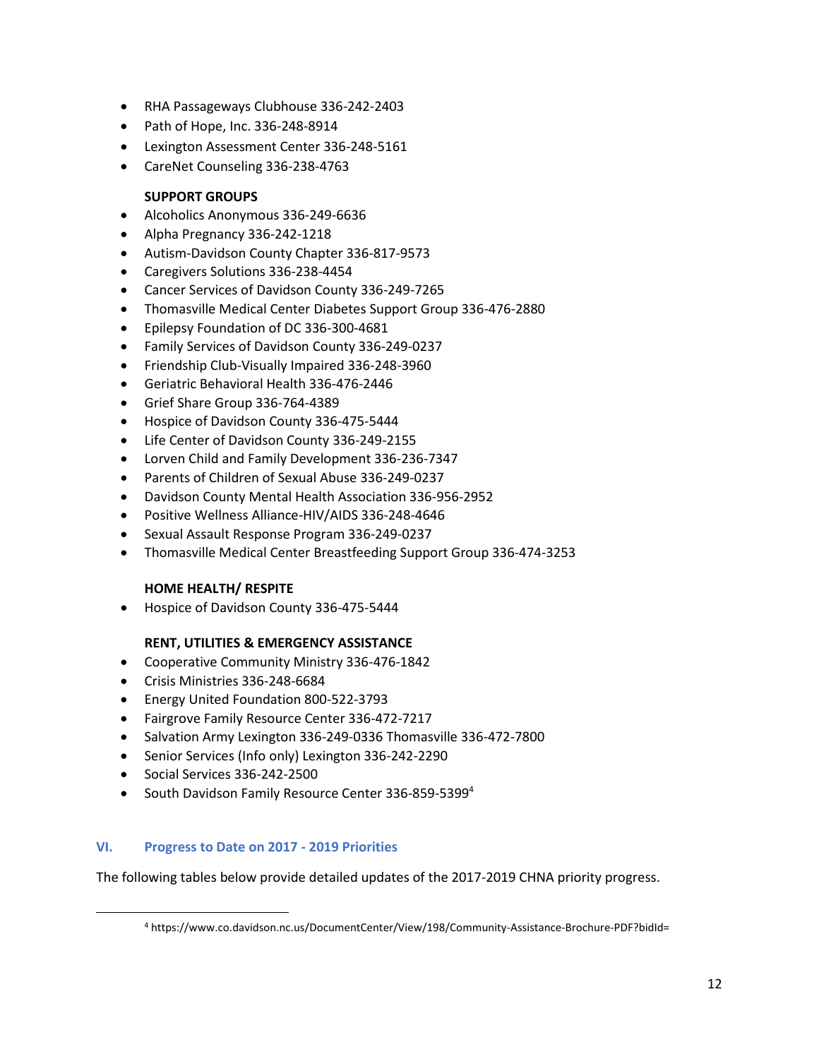- RHA Passageways Clubhouse 336-242-2403
- Path of Hope, Inc. 336-248-8914
- Lexington Assessment Center 336-248-5161
- CareNet Counseling 336-238-4763

**SUPPORT GROUPS**

- Alcoholics Anonymous 336-249-6636
- Alpha Pregnancy 336-242-1218
- Autism-Davidson County Chapter 336-817-9573
- Caregivers Solutions 336-238-4454
- Cancer Services of Davidson County 336-249-7265
- Thomasville Medical Center Diabetes Support Group 336-476-2880
- Epilepsy Foundation of DC 336-300-4681
- Family Services of Davidson County 336-249-0237
- Friendship Club-Visually Impaired 336-248-3960
- Geriatric Behavioral Health 336-476-2446
- Grief Share Group 336-764-4389
- Hospice of Davidson County 336-475-5444
- Life Center of Davidson County 336-249-2155
- Lorven Child and Family Development 336-236-7347
- Parents of Children of Sexual Abuse 336-249-0237
- Davidson County Mental Health Association 336-956-2952
- Positive Wellness Alliance-HIV/AIDS 336-248-4646
- Sexual Assault Response Program 336-249-0237
- Thomasville Medical Center Breastfeeding Support Group 336-474-3253

**HOME HEALTH/ RESPITE**

- Hospice of Davidson County 336-475-5444

**RENT, UTILITIES & EMERGENCY ASSISTANCE**

- Cooperative Community Ministry 336-476-1842
- Crisis Ministries 336-248-6684
- Energy United Foundation 800-522-3793
- Fairgrove Family Resource Center 336-472-7217
- Salvation Army Lexington 336-249-0336 Thomasville 336-472-7800
- Senior Services (Info only) Lexington 336-242-2290
- Social Services 336-242-2500
- South Davidson Family Resource Center 336-859-5399[4]

## VI. Progress to Date on 2017 - 2019 Priorities

The following tables below provide detailed updates of the 2017-2019 CHNA priority progress.

[4] https://www.co.davidson.nc.us/DocumentCenter/View/198/Community-Assistance-Brochure-PDF?bidId=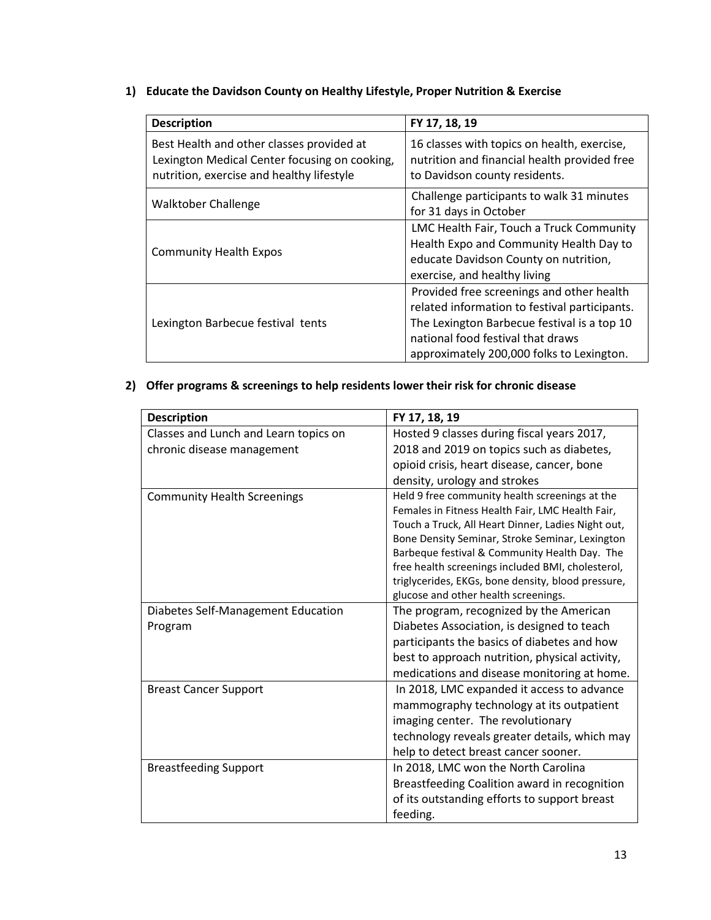**1) Educate the Davidson County on Healthy Lifestyle, Proper Nutrition & Exercise**

| Description | FY 17, 18, 19 |
|---|---|
| Best Health and other classes provided at Lexington Medical Center focusing on cooking, nutrition, exercise and healthy lifestyle | 16 classes with topics on health, exercise, nutrition and financial health provided free to Davidson county residents. |
| Walktober Challenge | Challenge participants to walk 31 minutes for 31 days in October |
| Community Health Expos | LMC Health Fair, Touch a Truck Community Health Expo and Community Health Day to educate Davidson County on nutrition, exercise, and healthy living |
| Lexington Barbecue festival tents | Provided free screenings and other health related information to festival participants. The Lexington Barbecue festival is a top 10 national food festival that draws approximately 200,000 folks to Lexington. |

**2) Offer programs & screenings to help residents lower their risk for chronic disease**

| Description | FY 17, 18, 19 |
|---|---|
| Classes and Lunch and Learn topics on chronic disease management | Hosted 9 classes during fiscal years 2017, 2018 and 2019 on topics such as diabetes, opioid crisis, heart disease, cancer, bone density, urology and strokes |
| Community Health Screenings | Held 9 free community health screenings at the Females in Fitness Health Fair, LMC Health Fair, Touch a Truck, All Heart Dinner, Ladies Night out, Bone Density Seminar, Stroke Seminar, Lexington Barbeque festival & Community Health Day. The free health screenings included BMI, cholesterol, triglycerides, EKGs, bone density, blood pressure, glucose and other health screenings. |
| Diabetes Self-Management Education Program | The program, recognized by the American Diabetes Association, is designed to teach participants the basics of diabetes and how best to approach nutrition, physical activity, medications and disease monitoring at home. |
| Breast Cancer Support | In 2018, LMC expanded it access to advance mammography technology at its outpatient imaging center. The revolutionary technology reveals greater details, which may help to detect breast cancer sooner. |
| Breastfeeding Support | In 2018, LMC won the North Carolina Breastfeeding Coalition award in recognition of its outstanding efforts to support breast feeding. |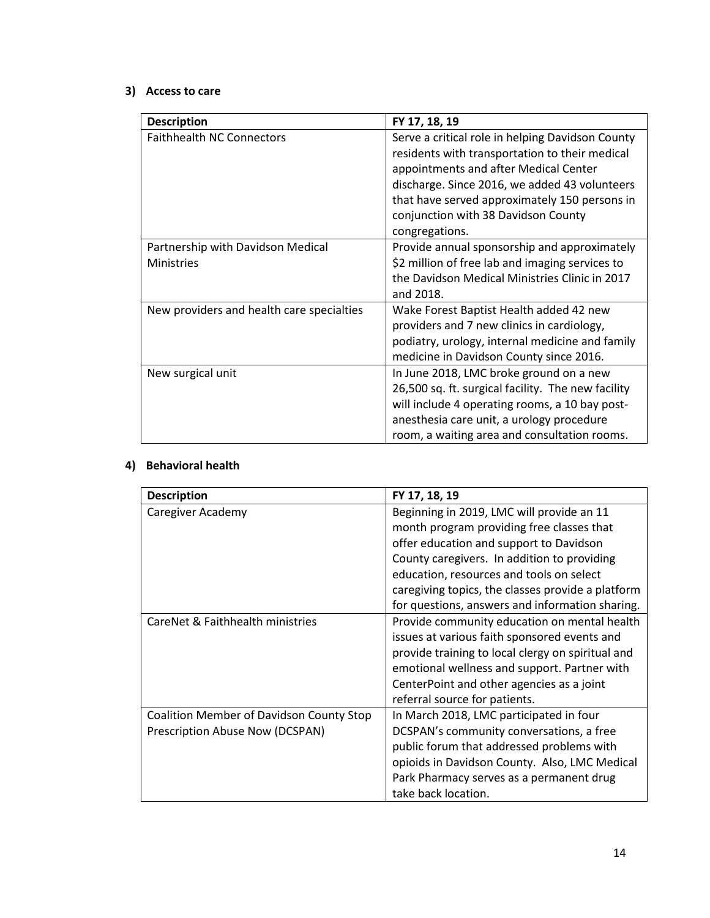### 3) Access to care

| Description | FY 17, 18, 19 |
|---|---|
| Faithhealth NC Connectors | Serve a critical role in helping Davidson County residents with transportation to their medical appointments and after Medical Center discharge. Since 2016, we added 43 volunteers that have served approximately 150 persons in conjunction with 38 Davidson County congregations. |
| Partnership with Davidson Medical Ministries | Provide annual sponsorship and approximately $2 million of free lab and imaging services to the Davidson Medical Ministries Clinic in 2017 and 2018. |
| New providers and health care specialties | Wake Forest Baptist Health added 42 new providers and 7 new clinics in cardiology, podiatry, urology, internal medicine and family medicine in Davidson County since 2016. |
| New surgical unit | In June 2018, LMC broke ground on a new 26,500 sq. ft. surgical facility. The new facility will include 4 operating rooms, a 10 bay post-anesthesia care unit, a urology procedure room, a waiting area and consultation rooms. |

### 4) Behavioral health

| Description | FY 17, 18, 19 |
|---|---|
| Caregiver Academy | Beginning in 2019, LMC will provide an 11 month program providing free classes that offer education and support to Davidson County caregivers. In addition to providing education, resources and tools on select caregiving topics, the classes provide a platform for questions, answers and information sharing. |
| CareNet & Faithhealth ministries | Provide community education on mental health issues at various faith sponsored events and provide training to local clergy on spiritual and emotional wellness and support. Partner with CenterPoint and other agencies as a joint referral source for patients. |
| Coalition Member of Davidson County Stop Prescription Abuse Now (DCSPAN) | In March 2018, LMC participated in four DCSPAN's community conversations, a free public forum that addressed problems with opioids in Davidson County. Also, LMC Medical Park Pharmacy serves as a permanent drug take back location. |